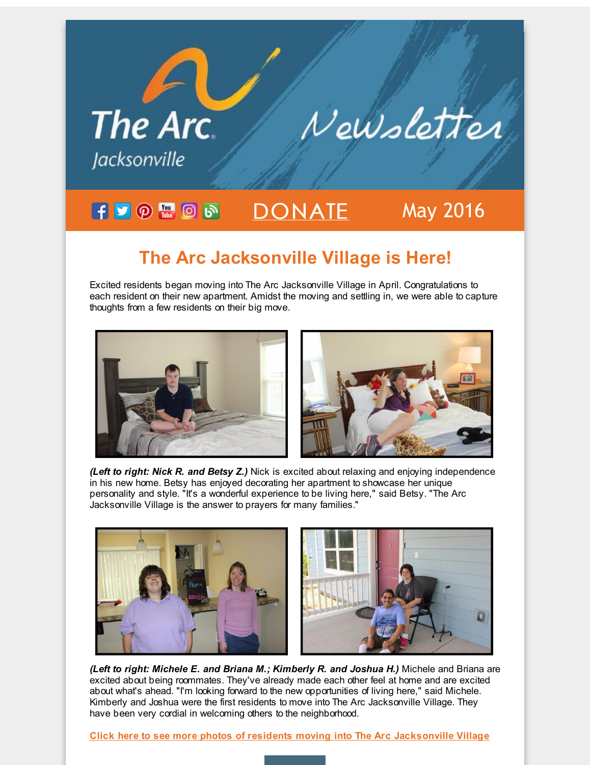The Arc Jacksonville Newsletter

DONATE | May 2016

# The Arc Jacksonville Village is Here!

Excited residents began moving into The Arc Jacksonville Village in April. Congratulations to each resident on their new apartment. Amidst the moving and settling in, we were able to capture thoughts from a few residents on their big move.

***(Left to right: Nick R. and Betsy Z.)*** Nick is excited about relaxing and enjoying independence in his new home. Betsy has enjoyed decorating her apartment to showcase her unique personality and style. "It's a wonderful experience to be living here," said Betsy. "The Arc Jacksonville Village is the answer to prayers for many families."

***(Left to right: Michele E. and Briana M.; Kimberly R. and Joshua H.)*** Michele and Briana are excited about being roommates. They've already made each other feel at home and are excited about what's ahead. "I'm looking forward to the new opportunities of living here," said Michele. Kimberly and Joshua were the first residents to move into The Arc Jacksonville Village. They have been very cordial in welcoming others to the neighborhood.

**Click here to see more photos of residents moving into The Arc Jacksonville Village**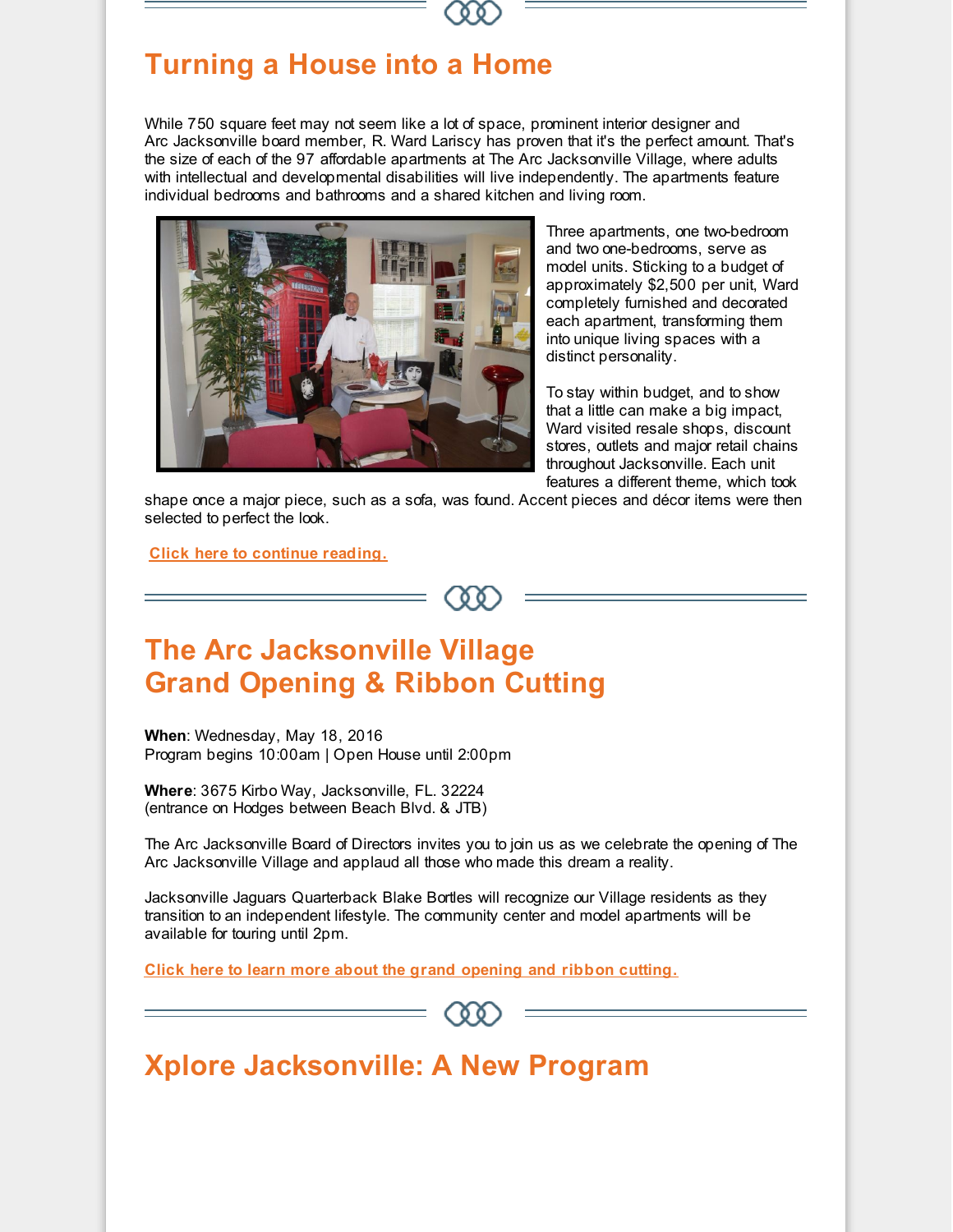# Turning a House into a Home

While 750 square feet may not seem like a lot of space, prominent interior designer and Arc Jacksonville board member, R. Ward Lariscy has proven that it's the perfect amount. That's the size of each of the 97 affordable apartments at The Arc Jacksonville Village, where adults with intellectual and developmental disabilities will live independently. The apartments feature individual bedrooms and bathrooms and a shared kitchen and living room.

Three apartments, one two-bedroom and two one-bedrooms, serve as model units. Sticking to a budget of approximately $2,500 per unit, Ward completely furnished and decorated each apartment, transforming them into unique living spaces with a distinct personality.

To stay within budget, and to show that a little can make a big impact, Ward visited resale shops, discount stores, outlets and major retail chains throughout Jacksonville. Each unit features a different theme, which took shape once a major piece, such as a sofa, was found. Accent pieces and décor items were then selected to perfect the look.

**Click here to continue reading.**

# The Arc Jacksonville Village Grand Opening & Ribbon Cutting

**When**: Wednesday, May 18, 2016
Program begins 10:00am | Open House until 2:00pm

**Where**: 3675 Kirbo Way, Jacksonville, FL. 32224
(entrance on Hodges between Beach Blvd. & JTB)

The Arc Jacksonville Board of Directors invites you to join us as we celebrate the opening of The Arc Jacksonville Village and applaud all those who made this dream a reality.

Jacksonville Jaguars Quarterback Blake Bortles will recognize our Village residents as they transition to an independent lifestyle. The community center and model apartments will be available for touring until 2pm.

**Click here to learn more about the grand opening and ribbon cutting.**

# Xplore Jacksonville: A New Program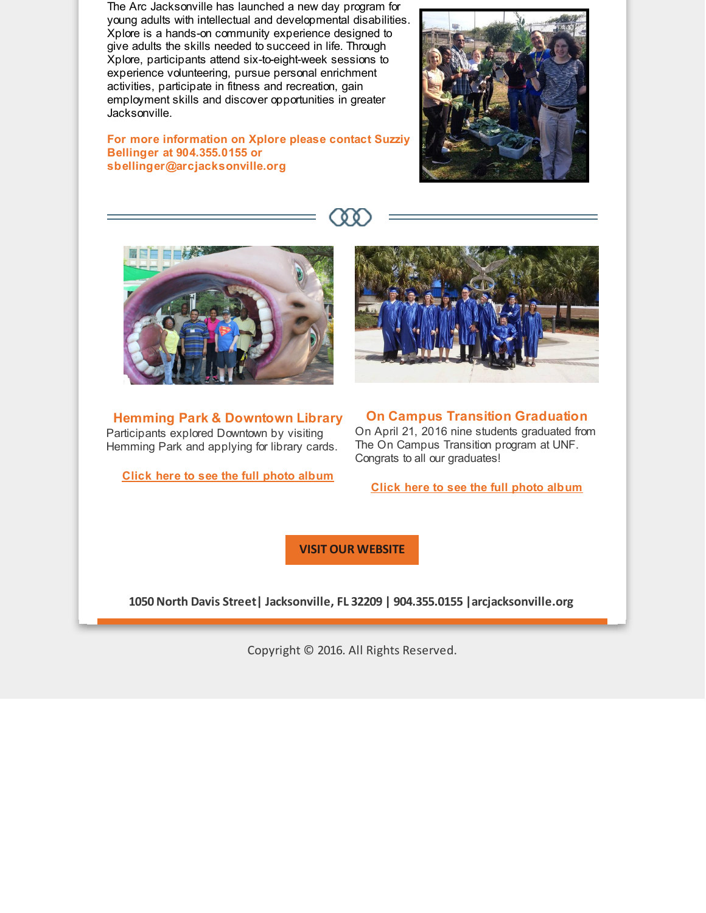The Arc Jacksonville has launched a new day program for young adults with intellectual and developmental disabilities. Xplore is a hands-on community experience designed to give adults the skills needed to succeed in life. Through Xplore, participants attend six-to-eight-week sessions to experience volunteering, pursue personal enrichment activities, participate in fitness and recreation, gain employment skills and discover opportunities in greater Jacksonville.

**For more information on Xplore please contact Suzziy Bellinger at 904.355.0155 or sbellinger@arcjacksonville.org**

### Hemming Park & Downtown Library

Participants explored Downtown by visiting Hemming Park and applying for library cards.

**Click here to see the full photo album**

### On Campus Transition Graduation

On April 21, 2016 nine students graduated from The On Campus Transition program at UNF. Congrats to all our graduates!

**Click here to see the full photo album**

**VISIT OUR WEBSITE**

**1050 North Davis Street| Jacksonville, FL 32209 | 904.355.0155 |arcjacksonville.org**

Copyright © 2016. All Rights Reserved.